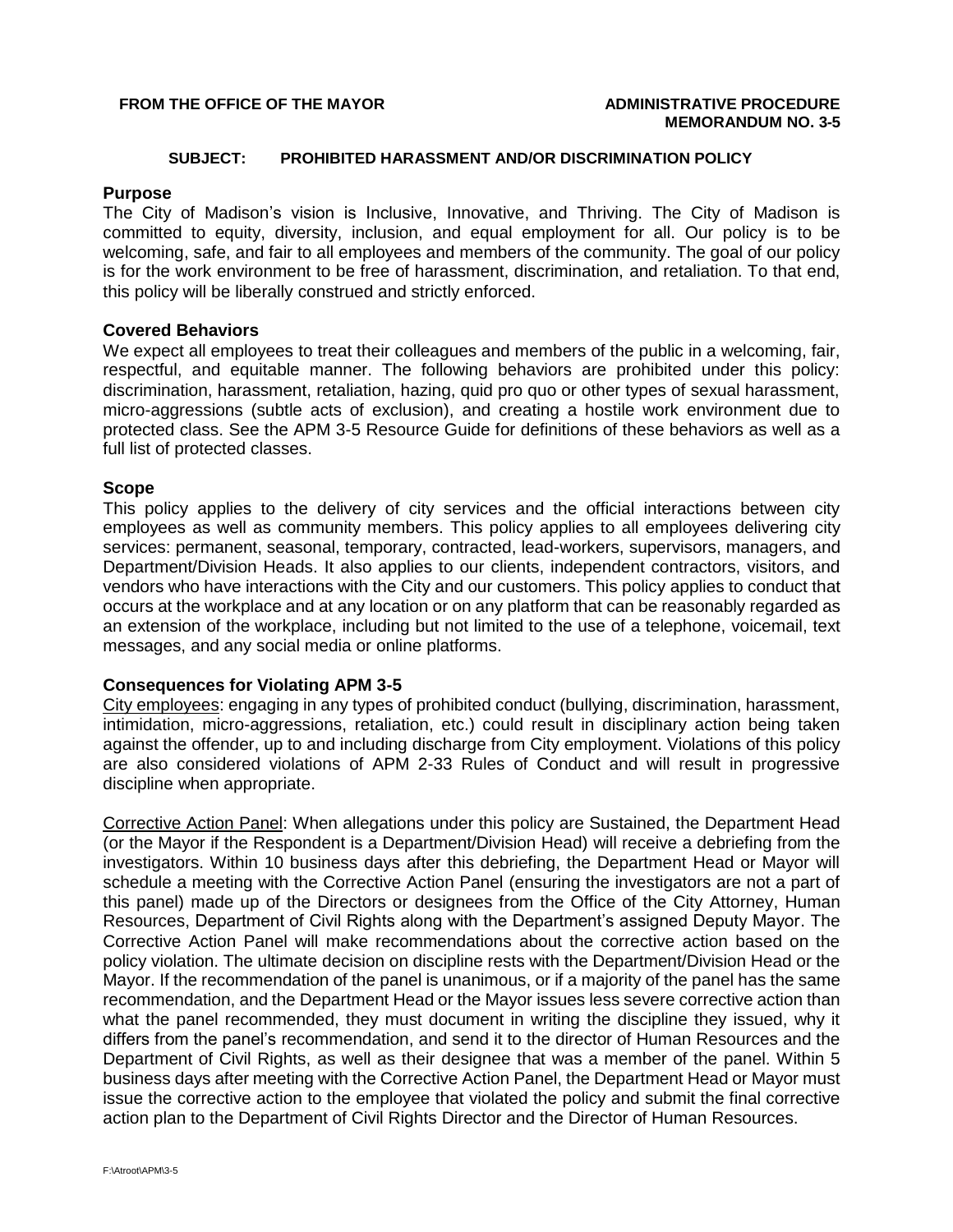**FROM THE OFFICE OF THE MAYOR** **ADMINISTRATIVE PROCEDURE MEMORANDUM NO. 3-5**

**SUBJECT: PROHIBITED HARASSMENT AND/OR DISCRIMINATION POLICY**

## Purpose

The City of Madison's vision is Inclusive, Innovative, and Thriving. The City of Madison is committed to equity, diversity, inclusion, and equal employment for all. Our policy is to be welcoming, safe, and fair to all employees and members of the community. The goal of our policy is for the work environment to be free of harassment, discrimination, and retaliation. To that end, this policy will be liberally construed and strictly enforced.

## Covered Behaviors

We expect all employees to treat their colleagues and members of the public in a welcoming, fair, respectful, and equitable manner. The following behaviors are prohibited under this policy: discrimination, harassment, retaliation, hazing, quid pro quo or other types of sexual harassment, micro-aggressions (subtle acts of exclusion), and creating a hostile work environment due to protected class. See the APM 3-5 Resource Guide for definitions of these behaviors as well as a full list of protected classes.

## Scope

This policy applies to the delivery of city services and the official interactions between city employees as well as community members. This policy applies to all employees delivering city services: permanent, seasonal, temporary, contracted, lead-workers, supervisors, managers, and Department/Division Heads. It also applies to our clients, independent contractors, visitors, and vendors who have interactions with the City and our customers. This policy applies to conduct that occurs at the workplace and at any location or on any platform that can be reasonably regarded as an extension of the workplace, including but not limited to the use of a telephone, voicemail, text messages, and any social media or online platforms.

## Consequences for Violating APM 3-5

City employees: engaging in any types of prohibited conduct (bullying, discrimination, harassment, intimidation, micro-aggressions, retaliation, etc.) could result in disciplinary action being taken against the offender, up to and including discharge from City employment. Violations of this policy are also considered violations of APM 2-33 Rules of Conduct and will result in progressive discipline when appropriate.

Corrective Action Panel: When allegations under this policy are Sustained, the Department Head (or the Mayor if the Respondent is a Department/Division Head) will receive a debriefing from the investigators. Within 10 business days after this debriefing, the Department Head or Mayor will schedule a meeting with the Corrective Action Panel (ensuring the investigators are not a part of this panel) made up of the Directors or designees from the Office of the City Attorney, Human Resources, Department of Civil Rights along with the Department's assigned Deputy Mayor. The Corrective Action Panel will make recommendations about the corrective action based on the policy violation. The ultimate decision on discipline rests with the Department/Division Head or the Mayor. If the recommendation of the panel is unanimous, or if a majority of the panel has the same recommendation, and the Department Head or the Mayor issues less severe corrective action than what the panel recommended, they must document in writing the discipline they issued, why it differs from the panel's recommendation, and send it to the director of Human Resources and the Department of Civil Rights, as well as their designee that was a member of the panel. Within 5 business days after meeting with the Corrective Action Panel, the Department Head or Mayor must issue the corrective action to the employee that violated the policy and submit the final corrective action plan to the Department of Civil Rights Director and the Director of Human Resources.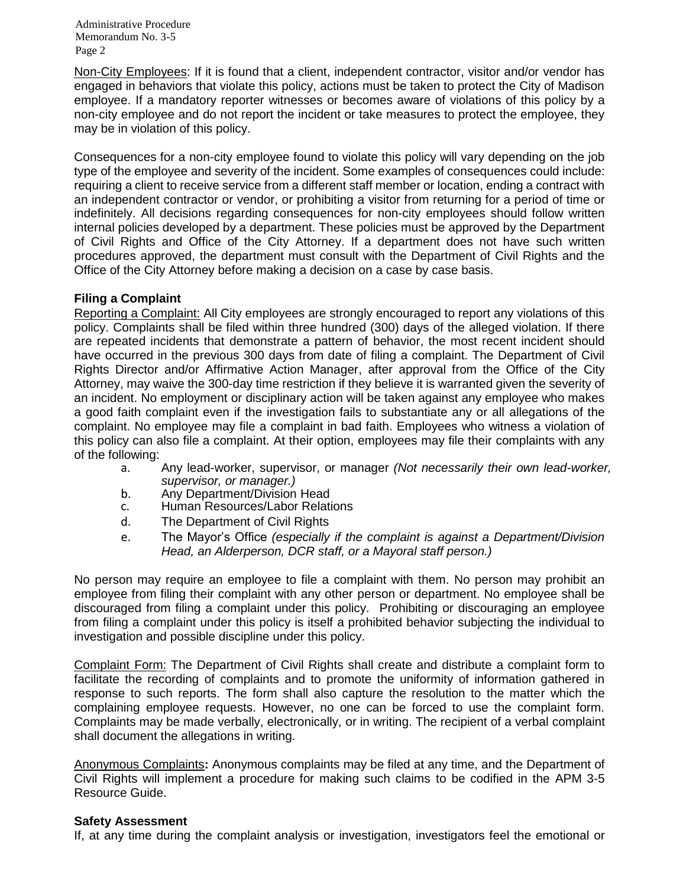Non-City Employees: If it is found that a client, independent contractor, visitor and/or vendor has engaged in behaviors that violate this policy, actions must be taken to protect the City of Madison employee. If a mandatory reporter witnesses or becomes aware of violations of this policy by a non-city employee and do not report the incident or take measures to protect the employee, they may be in violation of this policy.

Consequences for a non-city employee found to violate this policy will vary depending on the job type of the employee and severity of the incident. Some examples of consequences could include: requiring a client to receive service from a different staff member or location, ending a contract with an independent contractor or vendor, or prohibiting a visitor from returning for a period of time or indefinitely. All decisions regarding consequences for non-city employees should follow written internal policies developed by a department. These policies must be approved by the Department of Civil Rights and Office of the City Attorney. If a department does not have such written procedures approved, the department must consult with the Department of Civil Rights and the Office of the City Attorney before making a decision on a case by case basis.

**Filing a Complaint**

Reporting a Complaint: All City employees are strongly encouraged to report any violations of this policy. Complaints shall be filed within three hundred (300) days of the alleged violation. If there are repeated incidents that demonstrate a pattern of behavior, the most recent incident should have occurred in the previous 300 days from date of filing a complaint. The Department of Civil Rights Director and/or Affirmative Action Manager, after approval from the Office of the City Attorney, may waive the 300-day time restriction if they believe it is warranted given the severity of an incident. No employment or disciplinary action will be taken against any employee who makes a good faith complaint even if the investigation fails to substantiate any or all allegations of the complaint. No employee may file a complaint in bad faith. Employees who witness a violation of this policy can also file a complaint. At their option, employees may file their complaints with any of the following:

a. Any lead-worker, supervisor, or manager *(Not necessarily their own lead-worker, supervisor, or manager.)*
b. Any Department/Division Head
c. Human Resources/Labor Relations
d. The Department of Civil Rights
e. The Mayor's Office *(especially if the complaint is against a Department/Division Head, an Alderperson, DCR staff, or a Mayoral staff person.)*

No person may require an employee to file a complaint with them. No person may prohibit an employee from filing their complaint with any other person or department. No employee shall be discouraged from filing a complaint under this policy. Prohibiting or discouraging an employee from filing a complaint under this policy is itself a prohibited behavior subjecting the individual to investigation and possible discipline under this policy.

Complaint Form: The Department of Civil Rights shall create and distribute a complaint form to facilitate the recording of complaints and to promote the uniformity of information gathered in response to such reports. The form shall also capture the resolution to the matter which the complaining employee requests. However, no one can be forced to use the complaint form. Complaints may be made verbally, electronically, or in writing. The recipient of a verbal complaint shall document the allegations in writing.

Anonymous Complaints**:** Anonymous complaints may be filed at any time, and the Department of Civil Rights will implement a procedure for making such claims to be codified in the APM 3-5 Resource Guide.

**Safety Assessment**

If, at any time during the complaint analysis or investigation, investigators feel the emotional or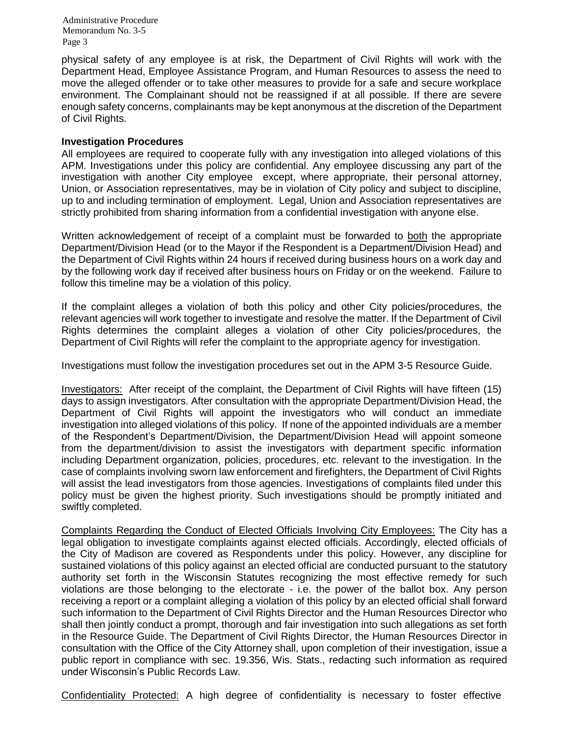physical safety of any employee is at risk, the Department of Civil Rights will work with the Department Head, Employee Assistance Program, and Human Resources to assess the need to move the alleged offender or to take other measures to provide for a safe and secure workplace environment. The Complainant should not be reassigned if at all possible. If there are severe enough safety concerns, complainants may be kept anonymous at the discretion of the Department of Civil Rights.

**Investigation Procedures**

All employees are required to cooperate fully with any investigation into alleged violations of this APM. Investigations under this policy are confidential. Any employee discussing any part of the investigation with another City employee except, where appropriate, their personal attorney, Union, or Association representatives, may be in violation of City policy and subject to discipline, up to and including termination of employment. Legal, Union and Association representatives are strictly prohibited from sharing information from a confidential investigation with anyone else.

Written acknowledgement of receipt of a complaint must be forwarded to both the appropriate Department/Division Head (or to the Mayor if the Respondent is a Department/Division Head) and the Department of Civil Rights within 24 hours if received during business hours on a work day and by the following work day if received after business hours on Friday or on the weekend. Failure to follow this timeline may be a violation of this policy.

If the complaint alleges a violation of both this policy and other City policies/procedures, the relevant agencies will work together to investigate and resolve the matter. If the Department of Civil Rights determines the complaint alleges a violation of other City policies/procedures, the Department of Civil Rights will refer the complaint to the appropriate agency for investigation.

Investigations must follow the investigation procedures set out in the APM 3-5 Resource Guide.

Investigators: After receipt of the complaint, the Department of Civil Rights will have fifteen (15) days to assign investigators. After consultation with the appropriate Department/Division Head, the Department of Civil Rights will appoint the investigators who will conduct an immediate investigation into alleged violations of this policy. If none of the appointed individuals are a member of the Respondent's Department/Division, the Department/Division Head will appoint someone from the department/division to assist the investigators with department specific information including Department organization, policies, procedures, etc. relevant to the investigation. In the case of complaints involving sworn law enforcement and firefighters, the Department of Civil Rights will assist the lead investigators from those agencies. Investigations of complaints filed under this policy must be given the highest priority. Such investigations should be promptly initiated and swiftly completed.

Complaints Regarding the Conduct of Elected Officials Involving City Employees: The City has a legal obligation to investigate complaints against elected officials. Accordingly, elected officials of the City of Madison are covered as Respondents under this policy. However, any discipline for sustained violations of this policy against an elected official are conducted pursuant to the statutory authority set forth in the Wisconsin Statutes recognizing the most effective remedy for such violations are those belonging to the electorate - i.e. the power of the ballot box. Any person receiving a report or a complaint alleging a violation of this policy by an elected official shall forward such information to the Department of Civil Rights Director and the Human Resources Director who shall then jointly conduct a prompt, thorough and fair investigation into such allegations as set forth in the Resource Guide. The Department of Civil Rights Director, the Human Resources Director in consultation with the Office of the City Attorney shall, upon completion of their investigation, issue a public report in compliance with sec. 19.356, Wis. Stats., redacting such information as required under Wisconsin's Public Records Law.

Confidentiality Protected: A high degree of confidentiality is necessary to foster effective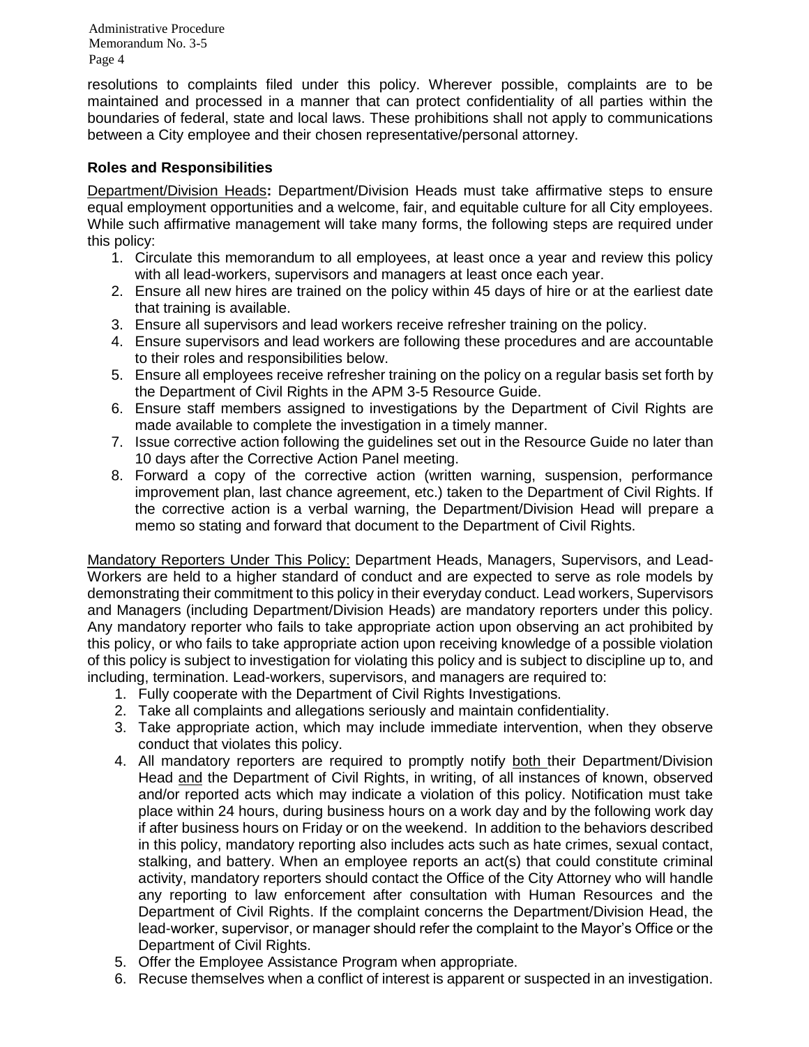resolutions to complaints filed under this policy. Wherever possible, complaints are to be maintained and processed in a manner that can protect confidentiality of all parties within the boundaries of federal, state and local laws. These prohibitions shall not apply to communications between a City employee and their chosen representative/personal attorney.

### Roles and Responsibilities

<u>Department/Division Heads</u>**:** Department/Division Heads must take affirmative steps to ensure equal employment opportunities and a welcome, fair, and equitable culture for all City employees. While such affirmative management will take many forms, the following steps are required under this policy:

1. Circulate this memorandum to all employees, at least once a year and review this policy with all lead-workers, supervisors and managers at least once each year.
2. Ensure all new hires are trained on the policy within 45 days of hire or at the earliest date that training is available.
3. Ensure all supervisors and lead workers receive refresher training on the policy.
4. Ensure supervisors and lead workers are following these procedures and are accountable to their roles and responsibilities below.
5. Ensure all employees receive refresher training on the policy on a regular basis set forth by the Department of Civil Rights in the APM 3-5 Resource Guide.
6. Ensure staff members assigned to investigations by the Department of Civil Rights are made available to complete the investigation in a timely manner.
7. Issue corrective action following the guidelines set out in the Resource Guide no later than 10 days after the Corrective Action Panel meeting.
8. Forward a copy of the corrective action (written warning, suspension, performance improvement plan, last chance agreement, etc.) taken to the Department of Civil Rights. If the corrective action is a verbal warning, the Department/Division Head will prepare a memo so stating and forward that document to the Department of Civil Rights.

<u>Mandatory Reporters Under This Policy:</u> Department Heads, Managers, Supervisors, and Lead-Workers are held to a higher standard of conduct and are expected to serve as role models by demonstrating their commitment to this policy in their everyday conduct. Lead workers, Supervisors and Managers (including Department/Division Heads) are mandatory reporters under this policy. Any mandatory reporter who fails to take appropriate action upon observing an act prohibited by this policy, or who fails to take appropriate action upon receiving knowledge of a possible violation of this policy is subject to investigation for violating this policy and is subject to discipline up to, and including, termination. Lead-workers, supervisors, and managers are required to:

1. Fully cooperate with the Department of Civil Rights Investigations.
2. Take all complaints and allegations seriously and maintain confidentiality.
3. Take appropriate action, which may include immediate intervention, when they observe conduct that violates this policy.
4. All mandatory reporters are required to promptly notify <u>both</u> their Department/Division Head <u>and</u> the Department of Civil Rights, in writing, of all instances of known, observed and/or reported acts which may indicate a violation of this policy. Notification must take place within 24 hours, during business hours on a work day and by the following work day if after business hours on Friday or on the weekend. In addition to the behaviors described in this policy, mandatory reporting also includes acts such as hate crimes, sexual contact, stalking, and battery. When an employee reports an act(s) that could constitute criminal activity, mandatory reporters should contact the Office of the City Attorney who will handle any reporting to law enforcement after consultation with Human Resources and the Department of Civil Rights. If the complaint concerns the Department/Division Head, the lead-worker, supervisor, or manager should refer the complaint to the Mayor's Office or the Department of Civil Rights.
5. Offer the Employee Assistance Program when appropriate.
6. Recuse themselves when a conflict of interest is apparent or suspected in an investigation.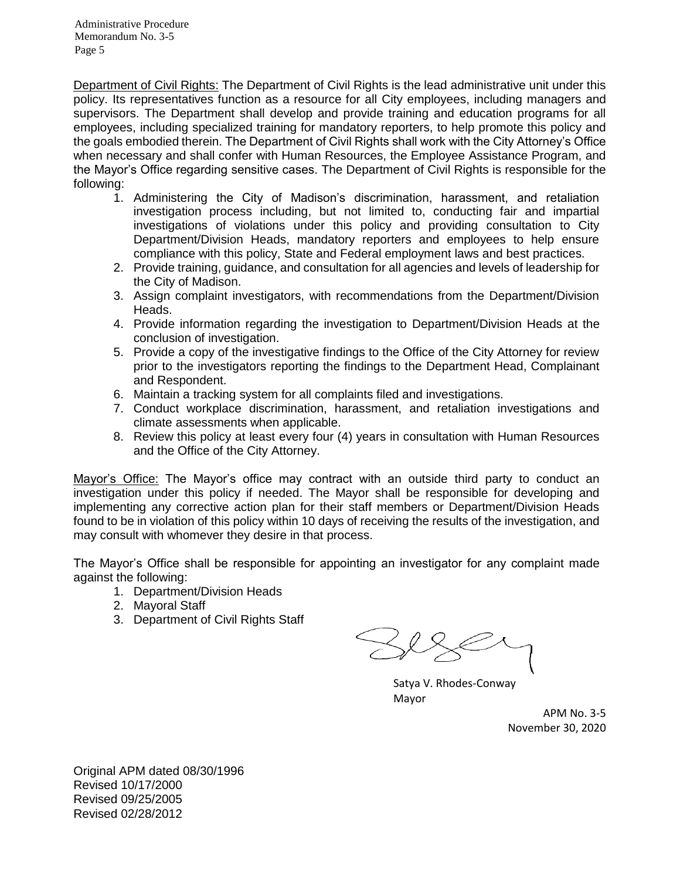Department of Civil Rights: The Department of Civil Rights is the lead administrative unit under this policy. Its representatives function as a resource for all City employees, including managers and supervisors. The Department shall develop and provide training and education programs for all employees, including specialized training for mandatory reporters, to help promote this policy and the goals embodied therein. The Department of Civil Rights shall work with the City Attorney's Office when necessary and shall confer with Human Resources, the Employee Assistance Program, and the Mayor's Office regarding sensitive cases. The Department of Civil Rights is responsible for the following:

1. Administering the City of Madison's discrimination, harassment, and retaliation investigation process including, but not limited to, conducting fair and impartial investigations of violations under this policy and providing consultation to City Department/Division Heads, mandatory reporters and employees to help ensure compliance with this policy, State and Federal employment laws and best practices.
2. Provide training, guidance, and consultation for all agencies and levels of leadership for the City of Madison.
3. Assign complaint investigators, with recommendations from the Department/Division Heads.
4. Provide information regarding the investigation to Department/Division Heads at the conclusion of investigation.
5. Provide a copy of the investigative findings to the Office of the City Attorney for review prior to the investigators reporting the findings to the Department Head, Complainant and Respondent.
6. Maintain a tracking system for all complaints filed and investigations.
7. Conduct workplace discrimination, harassment, and retaliation investigations and climate assessments when applicable.
8. Review this policy at least every four (4) years in consultation with Human Resources and the Office of the City Attorney.

Mayor's Office: The Mayor's office may contract with an outside third party to conduct an investigation under this policy if needed. The Mayor shall be responsible for developing and implementing any corrective action plan for their staff members or Department/Division Heads found to be in violation of this policy within 10 days of receiving the results of the investigation, and may consult with whomever they desire in that process.

The Mayor's Office shall be responsible for appointing an investigator for any complaint made against the following:

1. Department/Division Heads
2. Mayoral Staff
3. Department of Civil Rights Staff

Satya V. Rhodes-Conway
Mayor

APM No. 3-5
November 30, 2020

Original APM dated 08/30/1996
Revised 10/17/2000
Revised 09/25/2005
Revised 02/28/2012